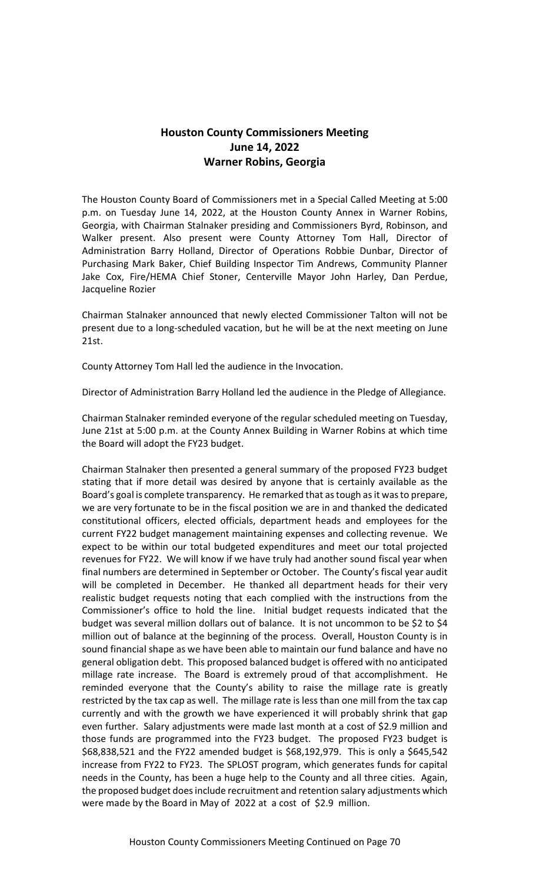# Houston County Commissioners Meeting
## June 14, 2022
## Warner Robins, Georgia

The Houston County Board of Commissioners met in a Special Called Meeting at 5:00 p.m. on Tuesday June 14, 2022, at the Houston County Annex in Warner Robins, Georgia, with Chairman Stalnaker presiding and Commissioners Byrd, Robinson, and Walker present. Also present were County Attorney Tom Hall, Director of Administration Barry Holland, Director of Operations Robbie Dunbar, Director of Purchasing Mark Baker, Chief Building Inspector Tim Andrews, Community Planner Jake Cox, Fire/HEMA Chief Stoner, Centerville Mayor John Harley, Dan Perdue, Jacqueline Rozier

Chairman Stalnaker announced that newly elected Commissioner Talton will not be present due to a long-scheduled vacation, but he will be at the next meeting on June 21st.

County Attorney Tom Hall led the audience in the Invocation.

Director of Administration Barry Holland led the audience in the Pledge of Allegiance.

Chairman Stalnaker reminded everyone of the regular scheduled meeting on Tuesday, June 21st at 5:00 p.m. at the County Annex Building in Warner Robins at which time the Board will adopt the FY23 budget.

Chairman Stalnaker then presented a general summary of the proposed FY23 budget stating that if more detail was desired by anyone that is certainly available as the Board's goal is complete transparency. He remarked that as tough as it was to prepare, we are very fortunate to be in the fiscal position we are in and thanked the dedicated constitutional officers, elected officials, department heads and employees for the current FY22 budget management maintaining expenses and collecting revenue. We expect to be within our total budgeted expenditures and meet our total projected revenues for FY22. We will know if we have truly had another sound fiscal year when final numbers are determined in September or October. The County's fiscal year audit will be completed in December. He thanked all department heads for their very realistic budget requests noting that each complied with the instructions from the Commissioner's office to hold the line. Initial budget requests indicated that the budget was several million dollars out of balance. It is not uncommon to be $2 to $4 million out of balance at the beginning of the process. Overall, Houston County is in sound financial shape as we have been able to maintain our fund balance and have no general obligation debt. This proposed balanced budget is offered with no anticipated millage rate increase. The Board is extremely proud of that accomplishment. He reminded everyone that the County's ability to raise the millage rate is greatly restricted by the tax cap as well. The millage rate is less than one mill from the tax cap currently and with the growth we have experienced it will probably shrink that gap even further. Salary adjustments were made last month at a cost of $2.9 million and those funds are programmed into the FY23 budget. The proposed FY23 budget is $68,838,521 and the FY22 amended budget is $68,192,979. This is only a $645,542 increase from FY22 to FY23. The SPLOST program, which generates funds for capital needs in the County, has been a huge help to the County and all three cities. Again, the proposed budget does include recruitment and retention salary adjustments which were made by the Board in May of 2022 at a cost of $2.9 million.

Houston County Commissioners Meeting Continued on Page 70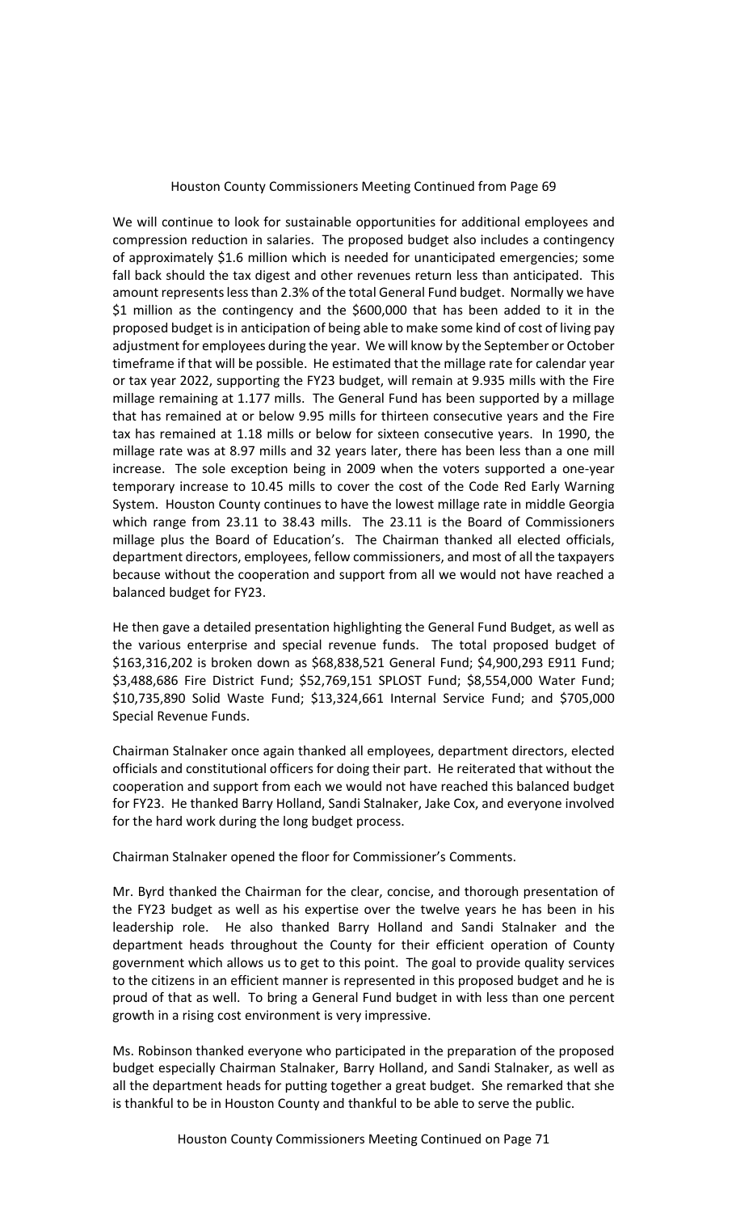Houston County Commissioners Meeting Continued from Page 69

We will continue to look for sustainable opportunities for additional employees and compression reduction in salaries. The proposed budget also includes a contingency of approximately $1.6 million which is needed for unanticipated emergencies; some fall back should the tax digest and other revenues return less than anticipated. This amount represents less than 2.3% of the total General Fund budget. Normally we have $1 million as the contingency and the $600,000 that has been added to it in the proposed budget is in anticipation of being able to make some kind of cost of living pay adjustment for employees during the year. We will know by the September or October timeframe if that will be possible. He estimated that the millage rate for calendar year or tax year 2022, supporting the FY23 budget, will remain at 9.935 mills with the Fire millage remaining at 1.177 mills. The General Fund has been supported by a millage that has remained at or below 9.95 mills for thirteen consecutive years and the Fire tax has remained at 1.18 mills or below for sixteen consecutive years. In 1990, the millage rate was at 8.97 mills and 32 years later, there has been less than a one mill increase. The sole exception being in 2009 when the voters supported a one-year temporary increase to 10.45 mills to cover the cost of the Code Red Early Warning System. Houston County continues to have the lowest millage rate in middle Georgia which range from 23.11 to 38.43 mills. The 23.11 is the Board of Commissioners millage plus the Board of Education's. The Chairman thanked all elected officials, department directors, employees, fellow commissioners, and most of all the taxpayers because without the cooperation and support from all we would not have reached a balanced budget for FY23.

He then gave a detailed presentation highlighting the General Fund Budget, as well as the various enterprise and special revenue funds. The total proposed budget of $163,316,202 is broken down as $68,838,521 General Fund; $4,900,293 E911 Fund; $3,488,686 Fire District Fund; $52,769,151 SPLOST Fund; $8,554,000 Water Fund; $10,735,890 Solid Waste Fund; $13,324,661 Internal Service Fund; and $705,000 Special Revenue Funds.

Chairman Stalnaker once again thanked all employees, department directors, elected officials and constitutional officers for doing their part. He reiterated that without the cooperation and support from each we would not have reached this balanced budget for FY23. He thanked Barry Holland, Sandi Stalnaker, Jake Cox, and everyone involved for the hard work during the long budget process.

Chairman Stalnaker opened the floor for Commissioner's Comments.

Mr. Byrd thanked the Chairman for the clear, concise, and thorough presentation of the FY23 budget as well as his expertise over the twelve years he has been in his leadership role. He also thanked Barry Holland and Sandi Stalnaker and the department heads throughout the County for their efficient operation of County government which allows us to get to this point. The goal to provide quality services to the citizens in an efficient manner is represented in this proposed budget and he is proud of that as well. To bring a General Fund budget in with less than one percent growth in a rising cost environment is very impressive.

Ms. Robinson thanked everyone who participated in the preparation of the proposed budget especially Chairman Stalnaker, Barry Holland, and Sandi Stalnaker, as well as all the department heads for putting together a great budget. She remarked that she is thankful to be in Houston County and thankful to be able to serve the public.

Houston County Commissioners Meeting Continued on Page 71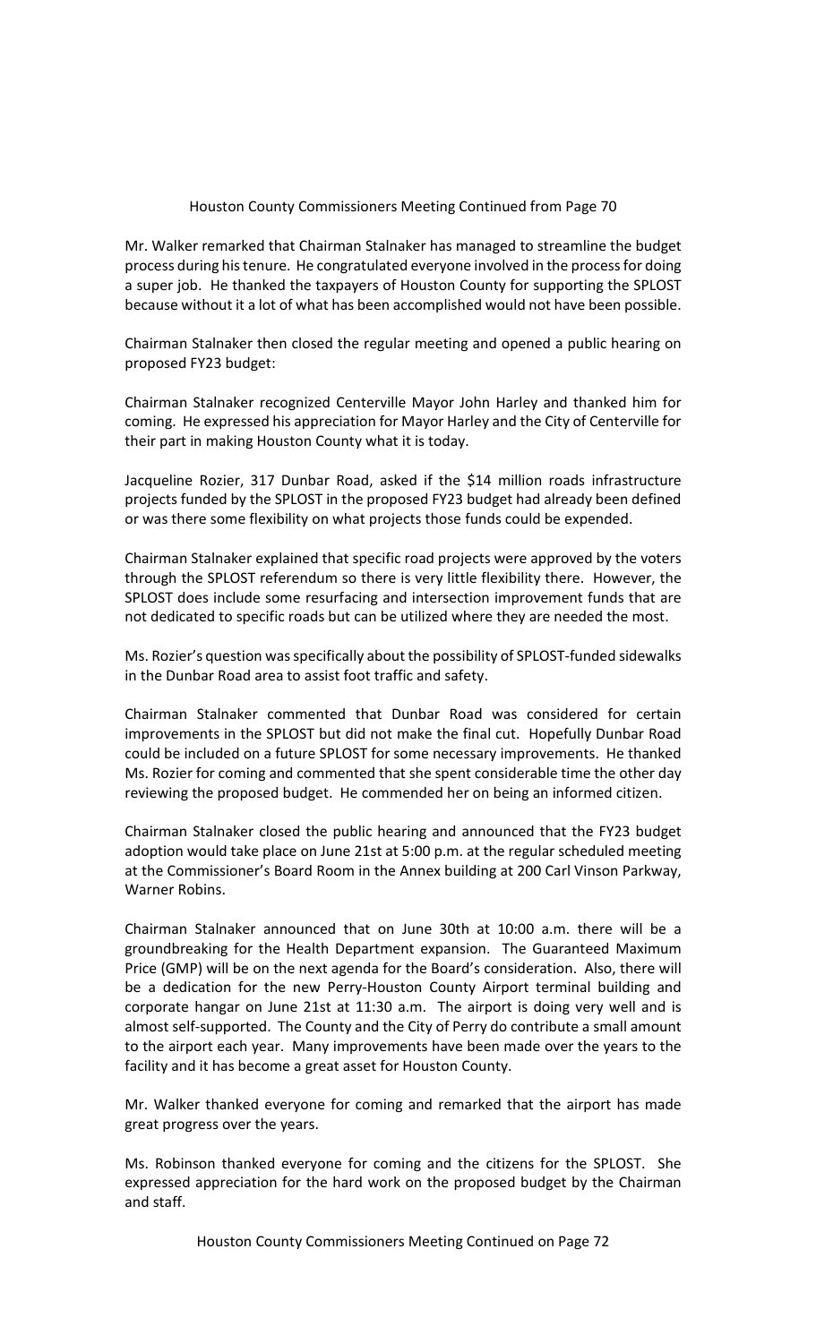Mr. Walker remarked that Chairman Stalnaker has managed to streamline the budget process during his tenure. He congratulated everyone involved in the process for doing a super job. He thanked the taxpayers of Houston County for supporting the SPLOST because without it a lot of what has been accomplished would not have been possible.

Chairman Stalnaker then closed the regular meeting and opened a public hearing on proposed FY23 budget:

Chairman Stalnaker recognized Centerville Mayor John Harley and thanked him for coming. He expressed his appreciation for Mayor Harley and the City of Centerville for their part in making Houston County what it is today.

Jacqueline Rozier, 317 Dunbar Road, asked if the $14 million roads infrastructure projects funded by the SPLOST in the proposed FY23 budget had already been defined or was there some flexibility on what projects those funds could be expended.

Chairman Stalnaker explained that specific road projects were approved by the voters through the SPLOST referendum so there is very little flexibility there. However, the SPLOST does include some resurfacing and intersection improvement funds that are not dedicated to specific roads but can be utilized where they are needed the most.

Ms. Rozier's question was specifically about the possibility of SPLOST-funded sidewalks in the Dunbar Road area to assist foot traffic and safety.

Chairman Stalnaker commented that Dunbar Road was considered for certain improvements in the SPLOST but did not make the final cut. Hopefully Dunbar Road could be included on a future SPLOST for some necessary improvements. He thanked Ms. Rozier for coming and commented that she spent considerable time the other day reviewing the proposed budget. He commended her on being an informed citizen.

Chairman Stalnaker closed the public hearing and announced that the FY23 budget adoption would take place on June 21st at 5:00 p.m. at the regular scheduled meeting at the Commissioner's Board Room in the Annex building at 200 Carl Vinson Parkway, Warner Robins.

Chairman Stalnaker announced that on June 30th at 10:00 a.m. there will be a groundbreaking for the Health Department expansion. The Guaranteed Maximum Price (GMP) will be on the next agenda for the Board's consideration. Also, there will be a dedication for the new Perry-Houston County Airport terminal building and corporate hangar on June 21st at 11:30 a.m. The airport is doing very well and is almost self-supported. The County and the City of Perry do contribute a small amount to the airport each year. Many improvements have been made over the years to the facility and it has become a great asset for Houston County.

Mr. Walker thanked everyone for coming and remarked that the airport has made great progress over the years.

Ms. Robinson thanked everyone for coming and the citizens for the SPLOST. She expressed appreciation for the hard work on the proposed budget by the Chairman and staff.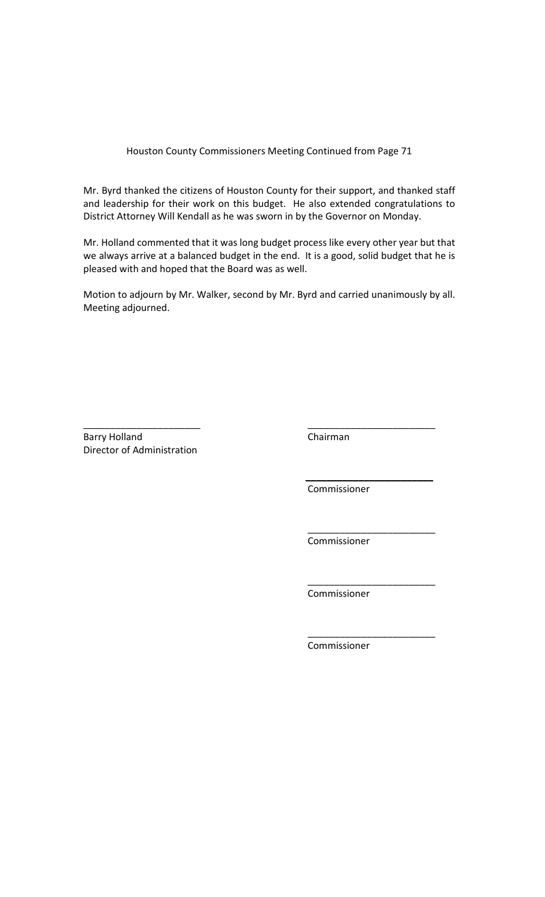Houston County Commissioners Meeting Continued from Page 71

Mr. Byrd thanked the citizens of Houston County for their support, and thanked staff and leadership for their work on this budget. He also extended congratulations to District Attorney Will Kendall as he was sworn in by the Governor on Monday.

Mr. Holland commented that it was long budget process like every other year but that we always arrive at a balanced budget in the end. It is a good, solid budget that he is pleased with and hoped that the Board was as well.

Motion to adjourn by Mr. Walker, second by Mr. Byrd and carried unanimously by all. Meeting adjourned.

______________________
Barry Holland
Director of Administration

________________________
Chairman

________________________
Commissioner

________________________
Commissioner

________________________
Commissioner

________________________
Commissioner